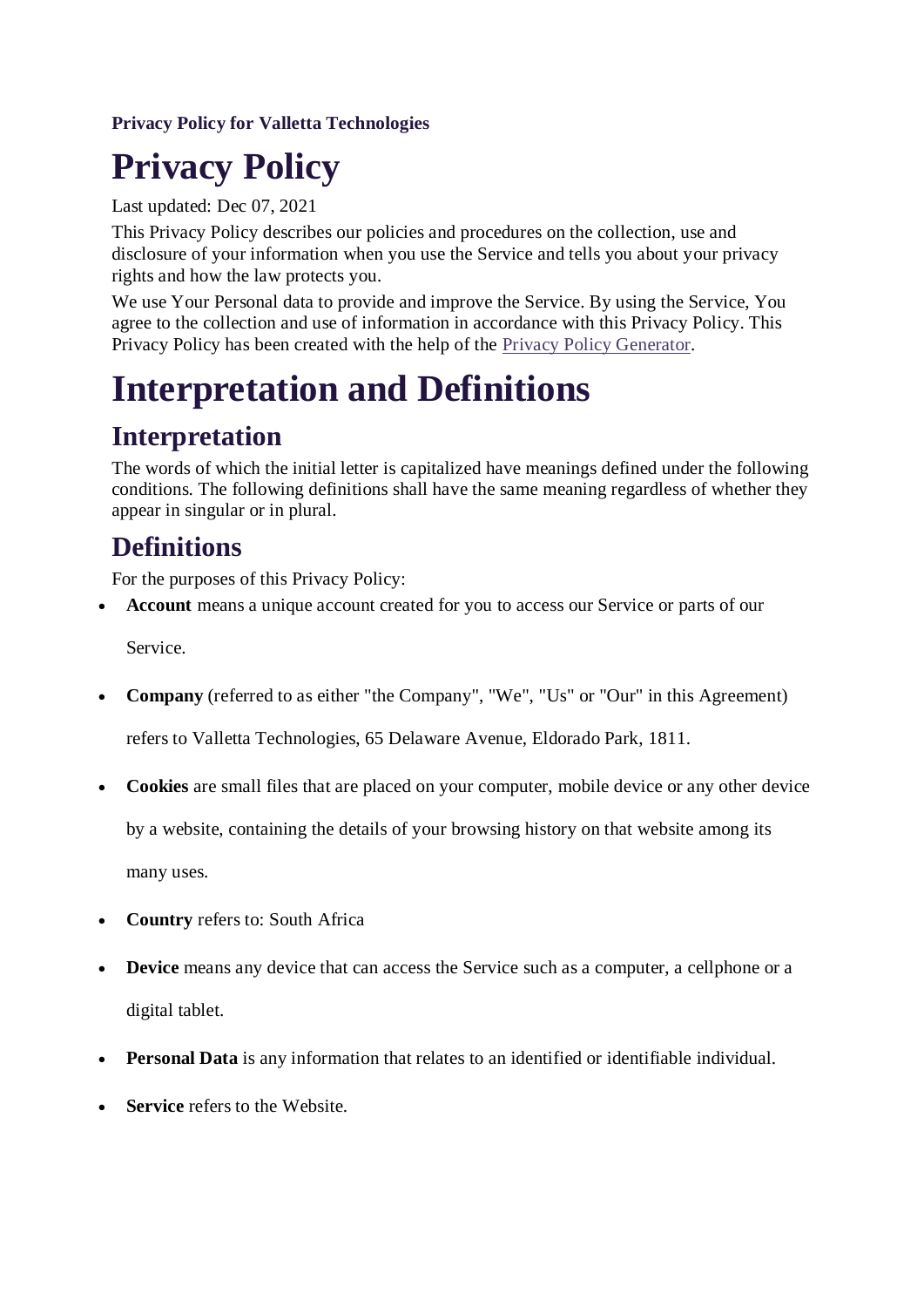**Privacy Policy for Valletta Technologies**

# Privacy Policy

Last updated: Dec 07, 2021

This Privacy Policy describes our policies and procedures on the collection, use and disclosure of your information when you use the Service and tells you about your privacy rights and how the law protects you.

We use Your Personal data to provide and improve the Service. By using the Service, You agree to the collection and use of information in accordance with this Privacy Policy. This Privacy Policy has been created with the help of the Privacy Policy Generator.

# Interpretation and Definitions

## Interpretation

The words of which the initial letter is capitalized have meanings defined under the following conditions. The following definitions shall have the same meaning regardless of whether they appear in singular or in plural.

## Definitions

For the purposes of this Privacy Policy:

- **Account** means a unique account created for you to access our Service or parts of our Service.
- **Company** (referred to as either "the Company", "We", "Us" or "Our" in this Agreement) refers to Valletta Technologies, 65 Delaware Avenue, Eldorado Park, 1811.
- **Cookies** are small files that are placed on your computer, mobile device or any other device by a website, containing the details of your browsing history on that website among its many uses.
- **Country** refers to: South Africa
- **Device** means any device that can access the Service such as a computer, a cellphone or a digital tablet.
- **Personal Data** is any information that relates to an identified or identifiable individual.
- **Service** refers to the Website.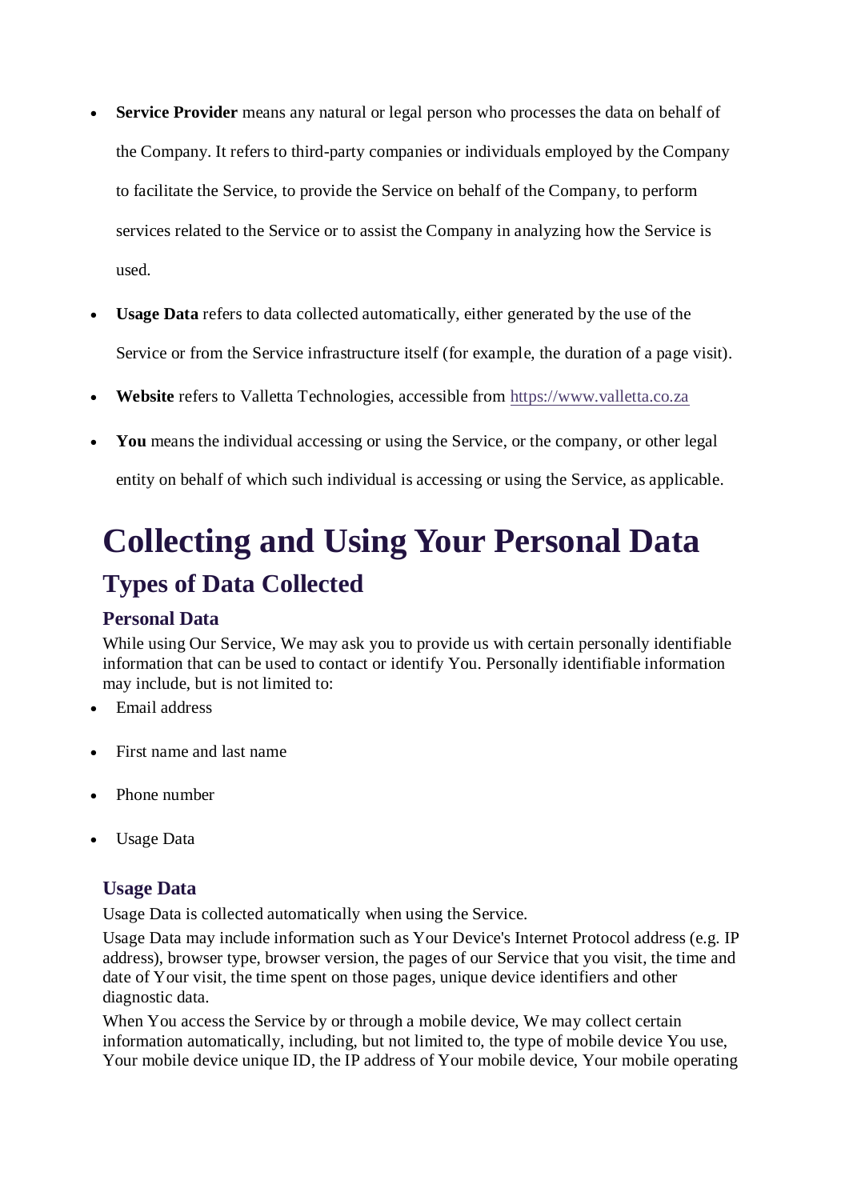- **Service Provider** means any natural or legal person who processes the data on behalf of the Company. It refers to third-party companies or individuals employed by the Company to facilitate the Service, to provide the Service on behalf of the Company, to perform services related to the Service or to assist the Company in analyzing how the Service is used.
- **Usage Data** refers to data collected automatically, either generated by the use of the Service or from the Service infrastructure itself (for example, the duration of a page visit).
- **Website** refers to Valletta Technologies, accessible from [https://www.valletta.co.za](https://www.valletta.co.za)
- **You** means the individual accessing or using the Service, or the company, or other legal entity on behalf of which such individual is accessing or using the Service, as applicable.

# Collecting and Using Your Personal Data

## Types of Data Collected

### Personal Data

While using Our Service, We may ask you to provide us with certain personally identifiable information that can be used to contact or identify You. Personally identifiable information may include, but is not limited to:

- Email address
- First name and last name
- Phone number
- Usage Data

### Usage Data

Usage Data is collected automatically when using the Service.

Usage Data may include information such as Your Device's Internet Protocol address (e.g. IP address), browser type, browser version, the pages of our Service that you visit, the time and date of Your visit, the time spent on those pages, unique device identifiers and other diagnostic data.

When You access the Service by or through a mobile device, We may collect certain information automatically, including, but not limited to, the type of mobile device You use, Your mobile device unique ID, the IP address of Your mobile device, Your mobile operating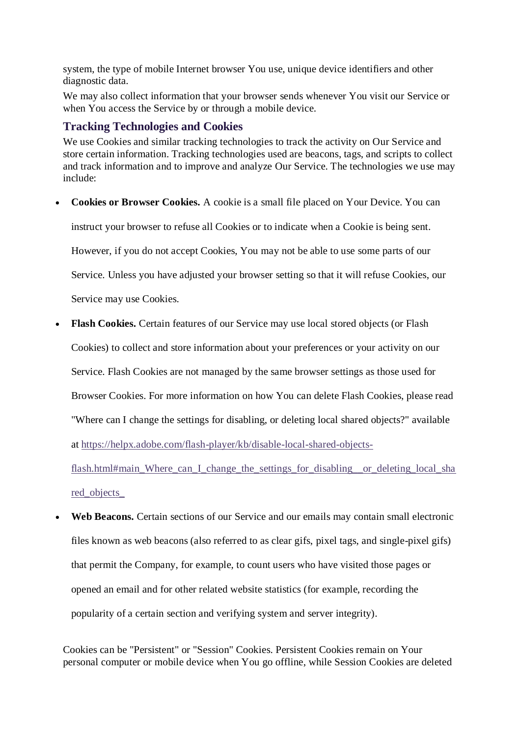system, the type of mobile Internet browser You use, unique device identifiers and other diagnostic data.

We may also collect information that your browser sends whenever You visit our Service or when You access the Service by or through a mobile device.

### Tracking Technologies and Cookies

We use Cookies and similar tracking technologies to track the activity on Our Service and store certain information. Tracking technologies used are beacons, tags, and scripts to collect and track information and to improve and analyze Our Service. The technologies we use may include:

- **Cookies or Browser Cookies.** A cookie is a small file placed on Your Device. You can instruct your browser to refuse all Cookies or to indicate when a Cookie is being sent. However, if you do not accept Cookies, You may not be able to use some parts of our Service. Unless you have adjusted your browser setting so that it will refuse Cookies, our Service may use Cookies.
- **Flash Cookies.** Certain features of our Service may use local stored objects (or Flash Cookies) to collect and store information about your preferences or your activity on our Service. Flash Cookies are not managed by the same browser settings as those used for Browser Cookies. For more information on how You can delete Flash Cookies, please read "Where can I change the settings for disabling, or deleting local shared objects?" available at [https://helpx.adobe.com/flash-player/kb/disable-local-shared-objects-flash.html#main_Where_can_I_change_the_settings_for_disabling__or_deleting_local_shared_objects_](https://helpx.adobe.com/flash-player/kb/disable-local-shared-objects-flash.html#main_Where_can_I_change_the_settings_for_disabling__or_deleting_local_shared_objects_)
- **Web Beacons.** Certain sections of our Service and our emails may contain small electronic files known as web beacons (also referred to as clear gifs, pixel tags, and single-pixel gifs) that permit the Company, for example, to count users who have visited those pages or opened an email and for other related website statistics (for example, recording the popularity of a certain section and verifying system and server integrity).

Cookies can be "Persistent" or "Session" Cookies. Persistent Cookies remain on Your personal computer or mobile device when You go offline, while Session Cookies are deleted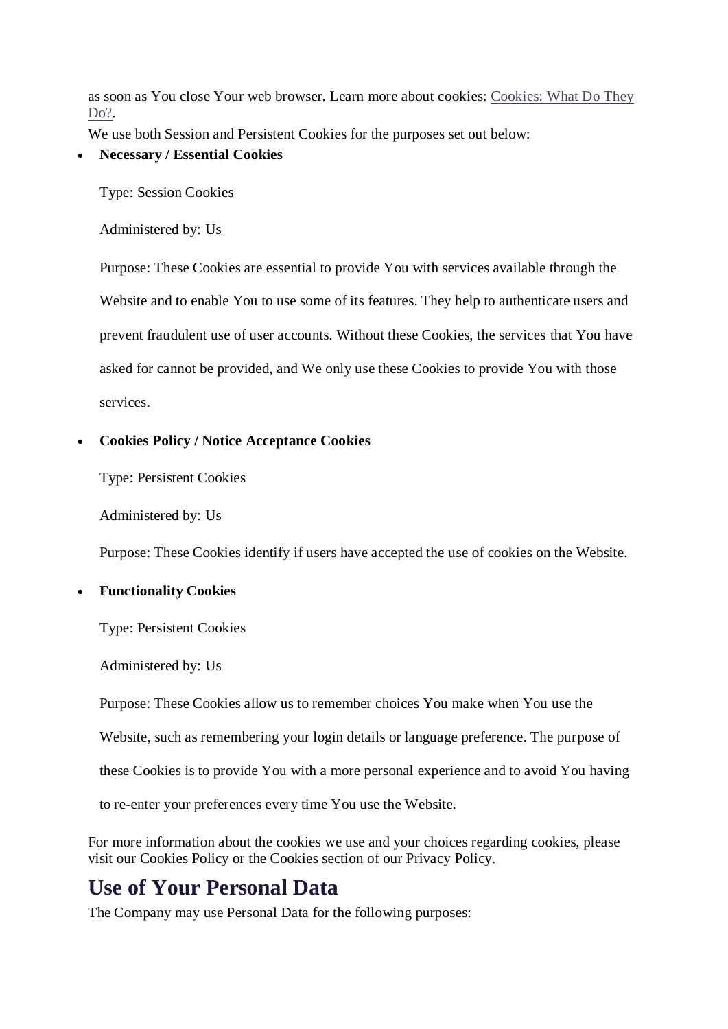as soon as You close Your web browser. Learn more about cookies: [Cookies: What Do They Do?](#).

We use both Session and Persistent Cookies for the purposes set out below:

- **Necessary / Essential Cookies**

  Type: Session Cookies

  Administered by: Us

  Purpose: These Cookies are essential to provide You with services available through the Website and to enable You to use some of its features. They help to authenticate users and prevent fraudulent use of user accounts. Without these Cookies, the services that You have asked for cannot be provided, and We only use these Cookies to provide You with those services.

- **Cookies Policy / Notice Acceptance Cookies**

  Type: Persistent Cookies

  Administered by: Us

  Purpose: These Cookies identify if users have accepted the use of cookies on the Website.

- **Functionality Cookies**

  Type: Persistent Cookies

  Administered by: Us

  Purpose: These Cookies allow us to remember choices You make when You use the Website, such as remembering your login details or language preference. The purpose of these Cookies is to provide You with a more personal experience and to avoid You having to re-enter your preferences every time You use the Website.

For more information about the cookies we use and your choices regarding cookies, please visit our Cookies Policy or the Cookies section of our Privacy Policy.

## Use of Your Personal Data

The Company may use Personal Data for the following purposes: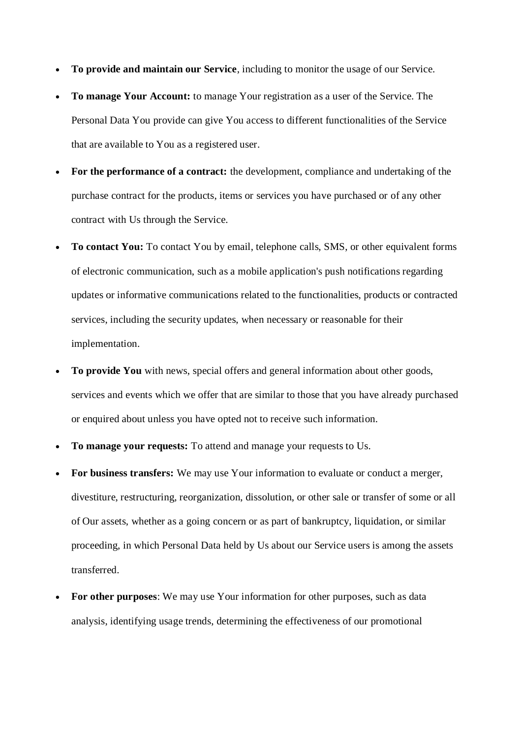- **To provide and maintain our Service**, including to monitor the usage of our Service.
- **To manage Your Account:** to manage Your registration as a user of the Service. The Personal Data You provide can give You access to different functionalities of the Service that are available to You as a registered user.
- **For the performance of a contract:** the development, compliance and undertaking of the purchase contract for the products, items or services you have purchased or of any other contract with Us through the Service.
- **To contact You:** To contact You by email, telephone calls, SMS, or other equivalent forms of electronic communication, such as a mobile application's push notifications regarding updates or informative communications related to the functionalities, products or contracted services, including the security updates, when necessary or reasonable for their implementation.
- **To provide You** with news, special offers and general information about other goods, services and events which we offer that are similar to those that you have already purchased or enquired about unless you have opted not to receive such information.
- **To manage your requests:** To attend and manage your requests to Us.
- **For business transfers:** We may use Your information to evaluate or conduct a merger, divestiture, restructuring, reorganization, dissolution, or other sale or transfer of some or all of Our assets, whether as a going concern or as part of bankruptcy, liquidation, or similar proceeding, in which Personal Data held by Us about our Service users is among the assets transferred.
- **For other purposes**: We may use Your information for other purposes, such as data analysis, identifying usage trends, determining the effectiveness of our promotional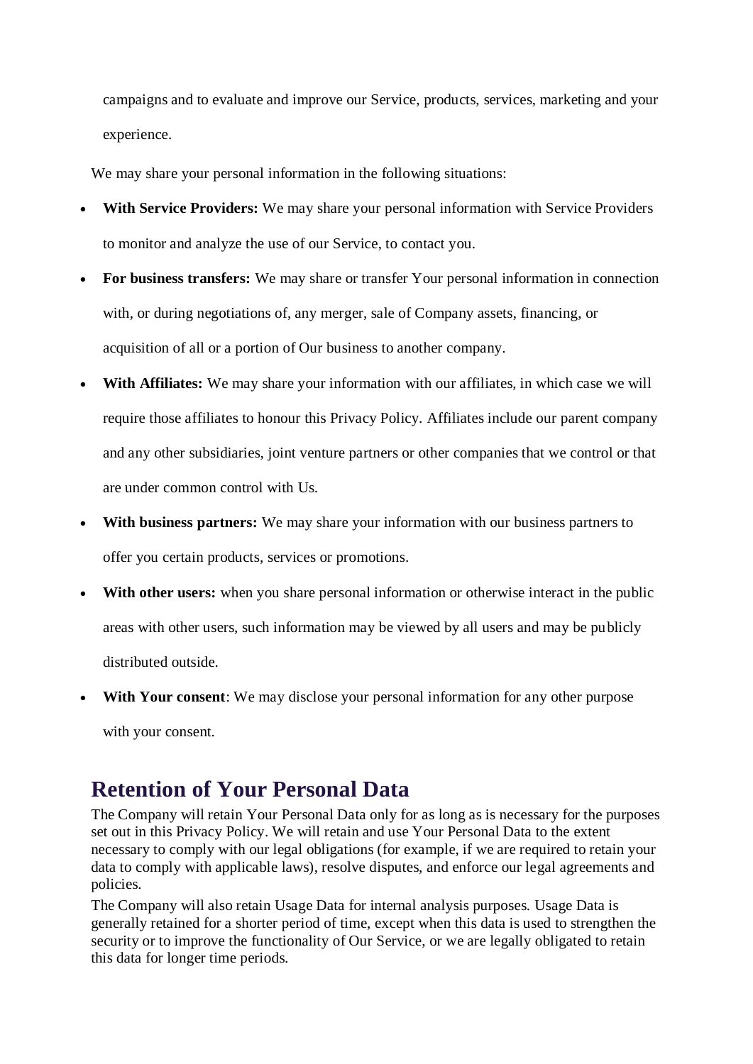campaigns and to evaluate and improve our Service, products, services, marketing and your experience.

We may share your personal information in the following situations:

- **With Service Providers:** We may share your personal information with Service Providers to monitor and analyze the use of our Service, to contact you.
- **For business transfers:** We may share or transfer Your personal information in connection with, or during negotiations of, any merger, sale of Company assets, financing, or acquisition of all or a portion of Our business to another company.
- **With Affiliates:** We may share your information with our affiliates, in which case we will require those affiliates to honour this Privacy Policy. Affiliates include our parent company and any other subsidiaries, joint venture partners or other companies that we control or that are under common control with Us.
- **With business partners:** We may share your information with our business partners to offer you certain products, services or promotions.
- **With other users:** when you share personal information or otherwise interact in the public areas with other users, such information may be viewed by all users and may be publicly distributed outside.
- **With Your consent**: We may disclose your personal information for any other purpose with your consent.

## Retention of Your Personal Data

The Company will retain Your Personal Data only for as long as is necessary for the purposes set out in this Privacy Policy. We will retain and use Your Personal Data to the extent necessary to comply with our legal obligations (for example, if we are required to retain your data to comply with applicable laws), resolve disputes, and enforce our legal agreements and policies.

The Company will also retain Usage Data for internal analysis purposes. Usage Data is generally retained for a shorter period of time, except when this data is used to strengthen the security or to improve the functionality of Our Service, or we are legally obligated to retain this data for longer time periods.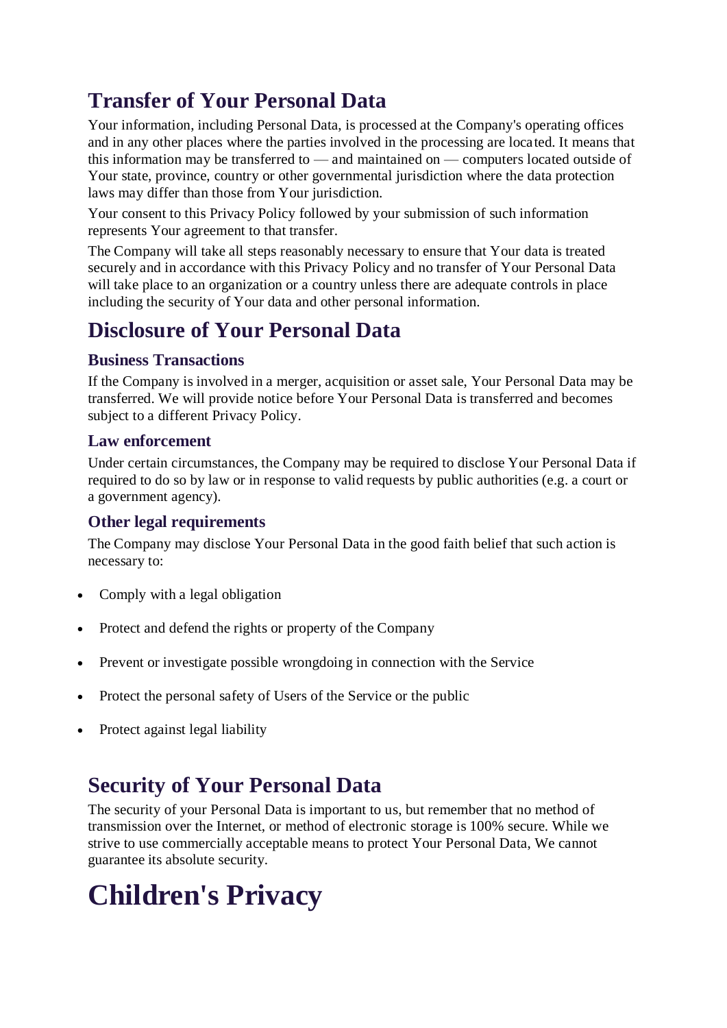## Transfer of Your Personal Data

Your information, including Personal Data, is processed at the Company's operating offices and in any other places where the parties involved in the processing are located. It means that this information may be transferred to — and maintained on — computers located outside of Your state, province, country or other governmental jurisdiction where the data protection laws may differ than those from Your jurisdiction.

Your consent to this Privacy Policy followed by your submission of such information represents Your agreement to that transfer.

The Company will take all steps reasonably necessary to ensure that Your data is treated securely and in accordance with this Privacy Policy and no transfer of Your Personal Data will take place to an organization or a country unless there are adequate controls in place including the security of Your data and other personal information.

## Disclosure of Your Personal Data

### Business Transactions

If the Company is involved in a merger, acquisition or asset sale, Your Personal Data may be transferred. We will provide notice before Your Personal Data is transferred and becomes subject to a different Privacy Policy.

### Law enforcement

Under certain circumstances, the Company may be required to disclose Your Personal Data if required to do so by law or in response to valid requests by public authorities (e.g. a court or a government agency).

### Other legal requirements

The Company may disclose Your Personal Data in the good faith belief that such action is necessary to:

- Comply with a legal obligation
- Protect and defend the rights or property of the Company
- Prevent or investigate possible wrongdoing in connection with the Service
- Protect the personal safety of Users of the Service or the public
- Protect against legal liability

## Security of Your Personal Data

The security of your Personal Data is important to us, but remember that no method of transmission over the Internet, or method of electronic storage is 100% secure. While we strive to use commercially acceptable means to protect Your Personal Data, We cannot guarantee its absolute security.

# Children's Privacy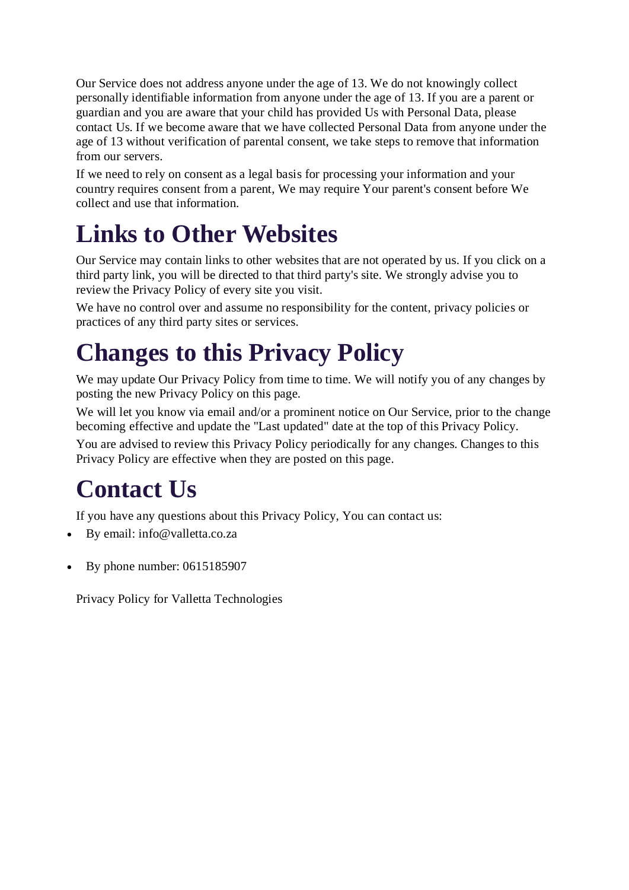Our Service does not address anyone under the age of 13. We do not knowingly collect personally identifiable information from anyone under the age of 13. If you are a parent or guardian and you are aware that your child has provided Us with Personal Data, please contact Us. If we become aware that we have collected Personal Data from anyone under the age of 13 without verification of parental consent, we take steps to remove that information from our servers.

If we need to rely on consent as a legal basis for processing your information and your country requires consent from a parent, We may require Your parent's consent before We collect and use that information.

# Links to Other Websites

Our Service may contain links to other websites that are not operated by us. If you click on a third party link, you will be directed to that third party's site. We strongly advise you to review the Privacy Policy of every site you visit.

We have no control over and assume no responsibility for the content, privacy policies or practices of any third party sites or services.

# Changes to this Privacy Policy

We may update Our Privacy Policy from time to time. We will notify you of any changes by posting the new Privacy Policy on this page.

We will let you know via email and/or a prominent notice on Our Service, prior to the change becoming effective and update the "Last updated" date at the top of this Privacy Policy.

You are advised to review this Privacy Policy periodically for any changes. Changes to this Privacy Policy are effective when they are posted on this page.

# Contact Us

If you have any questions about this Privacy Policy, You can contact us:

- By email: info@valletta.co.za
- By phone number: 0615185907

Privacy Policy for Valletta Technologies